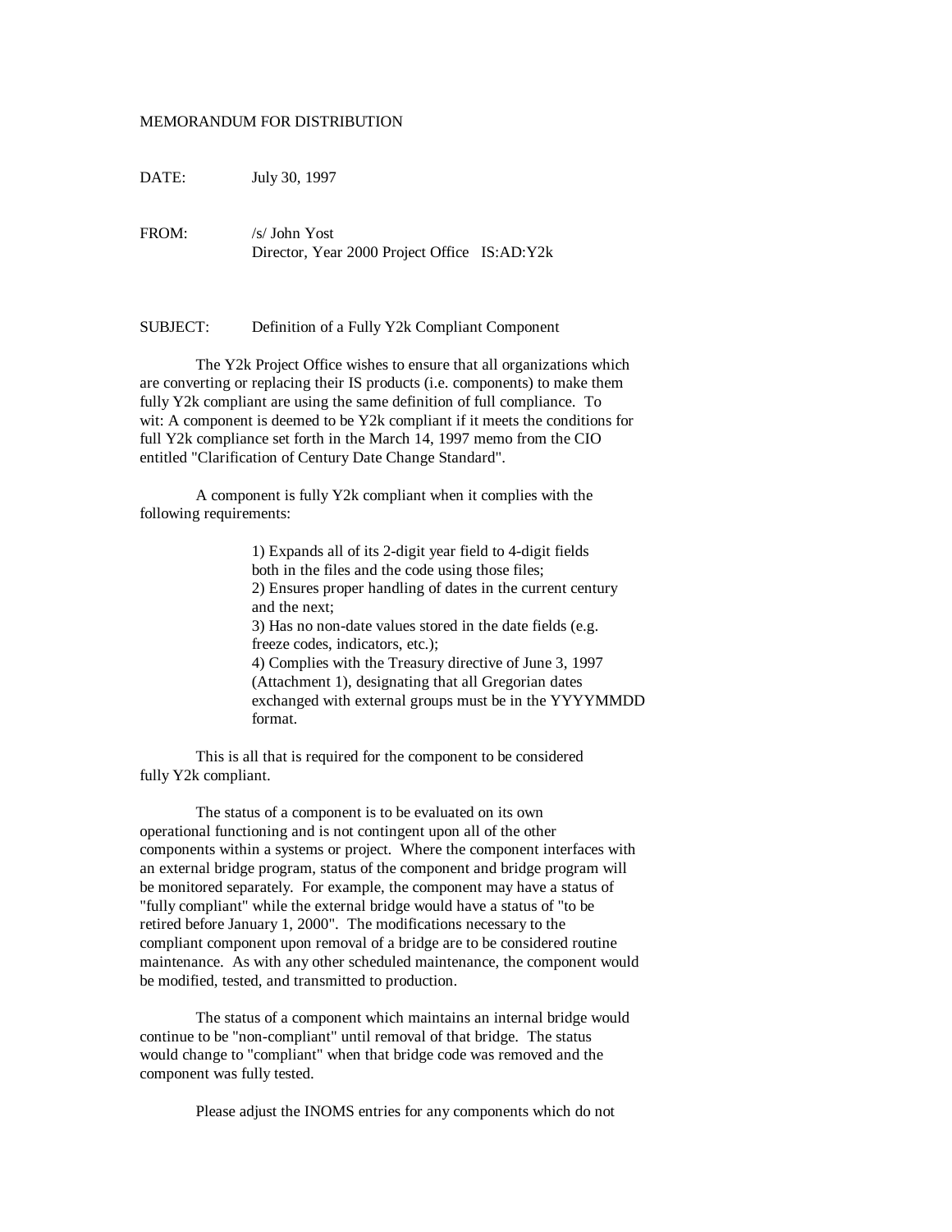MEMORANDUM FOR DISTRIBUTION

DATE: July 30, 1997

FROM: /s/ John Yost
Director, Year 2000 Project Office IS:AD:Y2k

SUBJECT: Definition of a Fully Y2k Compliant Component

The Y2k Project Office wishes to ensure that all organizations which are converting or replacing their IS products (i.e. components) to make them fully Y2k compliant are using the same definition of full compliance. To wit: A component is deemed to be Y2k compliant if it meets the conditions for full Y2k compliance set forth in the March 14, 1997 memo from the CIO entitled "Clarification of Century Date Change Standard".

A component is fully Y2k compliant when it complies with the following requirements:

1) Expands all of its 2-digit year field to 4-digit fields both in the files and the code using those files;
2) Ensures proper handling of dates in the current century and the next;
3) Has no non-date values stored in the date fields (e.g. freeze codes, indicators, etc.);
4) Complies with the Treasury directive of June 3, 1997 (Attachment 1), designating that all Gregorian dates exchanged with external groups must be in the YYYYMMDD format.

This is all that is required for the component to be considered fully Y2k compliant.

The status of a component is to be evaluated on its own operational functioning and is not contingent upon all of the other components within a systems or project. Where the component interfaces with an external bridge program, status of the component and bridge program will be monitored separately. For example, the component may have a status of "fully compliant" while the external bridge would have a status of "to be retired before January 1, 2000". The modifications necessary to the compliant component upon removal of a bridge are to be considered routine maintenance. As with any other scheduled maintenance, the component would be modified, tested, and transmitted to production.

The status of a component which maintains an internal bridge would continue to be "non-compliant" until removal of that bridge. The status would change to "compliant" when that bridge code was removed and the component was fully tested.

Please adjust the INOMS entries for any components which do not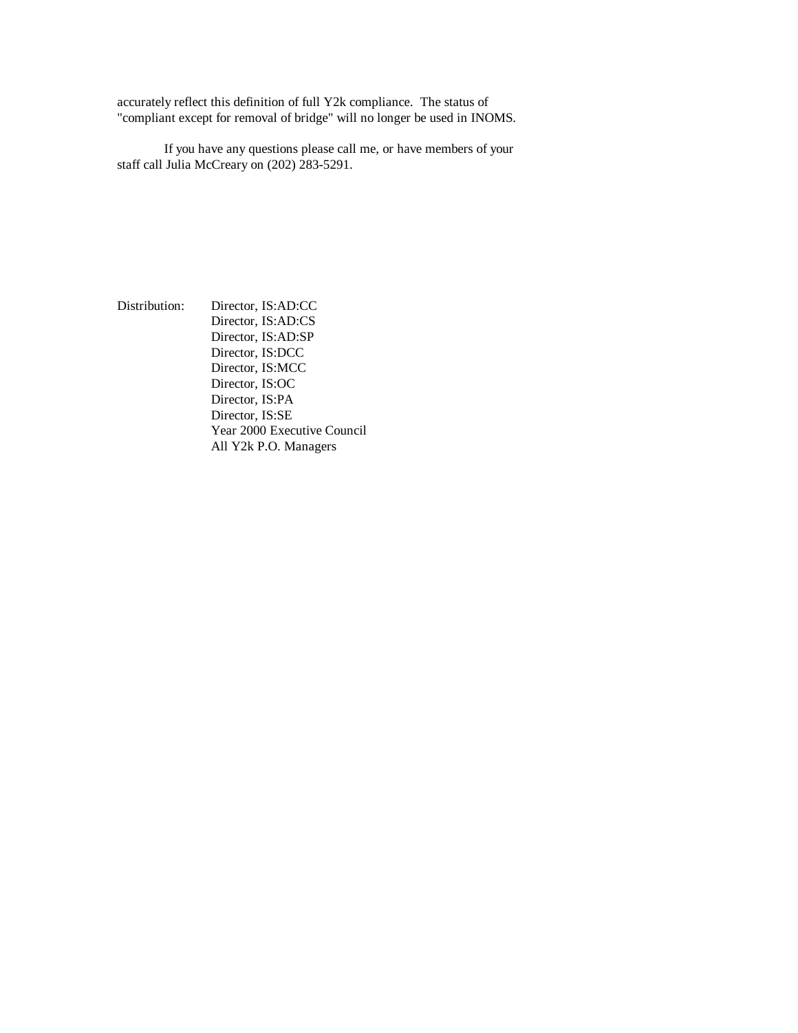accurately reflect this definition of full Y2k compliance. The status of "compliant except for removal of bridge" will no longer be used in INOMS.

If you have any questions please call me, or have members of your staff call Julia McCreary on (202) 283-5291.

Distribution:
- Director, IS:AD:CC
- Director, IS:AD:CS
- Director, IS:AD:SP
- Director, IS:DCC
- Director, IS:MCC
- Director, IS:OC
- Director, IS:PA
- Director, IS:SE
- Year 2000 Executive Council
- All Y2k P.O. Managers